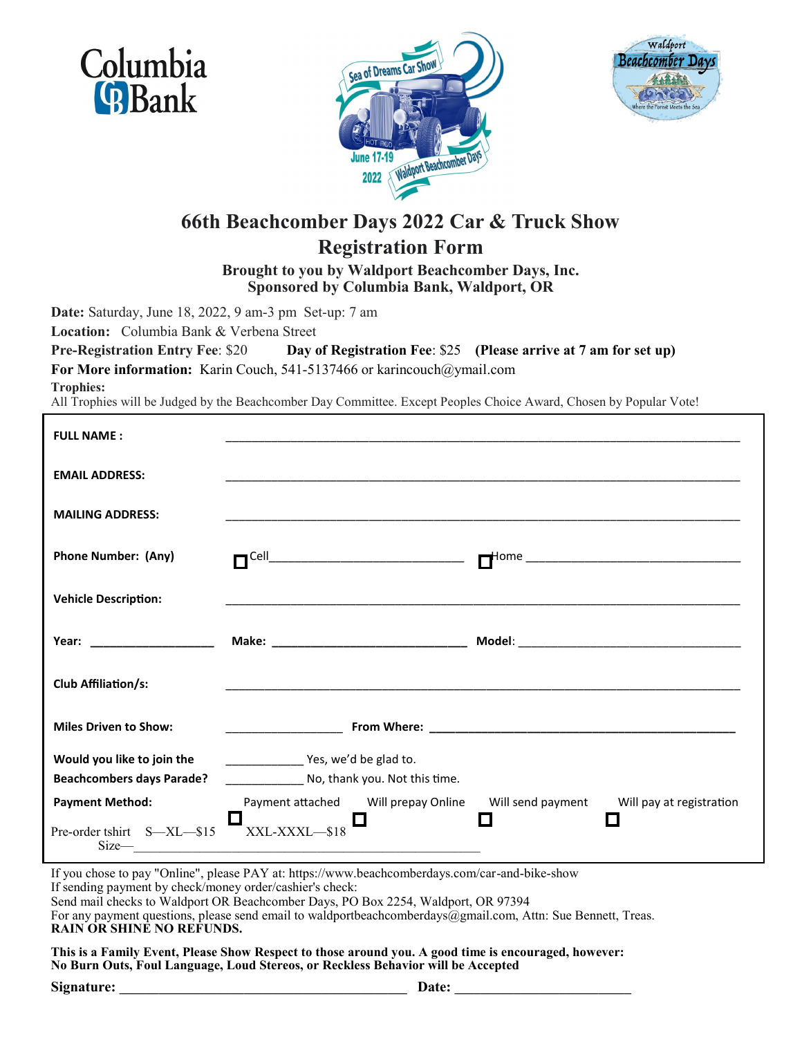Columbia Bank

Sea of Dreams Car Show — June 17-19 2022 — Waldport Beachcomber Days

Waldport Beachcomber Days — Where the Forest Meets the Sea

# 66th Beachcomber Days 2022 Car & Truck Show
## Registration Form

**Brought to you by Waldport Beachcomber Days, Inc.**
**Sponsored by Columbia Bank, Waldport, OR**

**Date:** Saturday, June 18, 2022, 9 am-3 pm Set-up: 7 am
**Location:** Columbia Bank & Verbena Street
**Pre-Registration Entry Fee**: $20 **Day of Registration Fee**: $25 **(Please arrive at 7 am for set up)**
**For More information:** Karin Couch, 541-5137466 or karincouch@ymail.com
**Trophies:**
All Trophies will be Judged by the Beachcomber Day Committee. Except Peoples Choice Award, Chosen by Popular Vote!

**FULL NAME :** ______________________________

**EMAIL ADDRESS:** ______________________________

**MAILING ADDRESS:** ______________________________

**Phone Number: (Any)** ☐ Cell______________ ☐ Home ______________

**Vehicle Description:** ______________________________

**Year:** __________ **Make:** ______________ **Model**: ______________

**Club Affiliation/s:** ______________________________

**Miles Driven to Show:** __________ **From Where:** ______________________

**Would you like to join the Beachcombers days Parade?**
__________ Yes, we'd be glad to.
__________ No, thank you. Not this time.

**Payment Method:** ☐ Payment attached ☐ Will prepay Online ☐ Will send payment ☐ Will pay at registration

Pre-order tshirt S—XL—$15 XXL-XXXL—$18
Size—______________________________

If you chose to pay "Online", please PAY at: https://www.beachcomberdays.com/car-and-bike-show
If sending payment by check/money order/cashier's check:
Send mail checks to Waldport OR Beachcomber Days, PO Box 2254, Waldport, OR 97394
For any payment questions, please send email to waldportbeachcomberdays@gmail.com, Attn: Sue Bennett, Treas.
**RAIN OR SHINE NO REFUNDS.**

**This is a Family Event, Please Show Respect to those around you. A good time is encouraged, however:**
**No Burn Outs, Foul Language, Loud Stereos, or Reckless Behavior will be Accepted**

**Signature:** ______________________________ **Date:** ____________________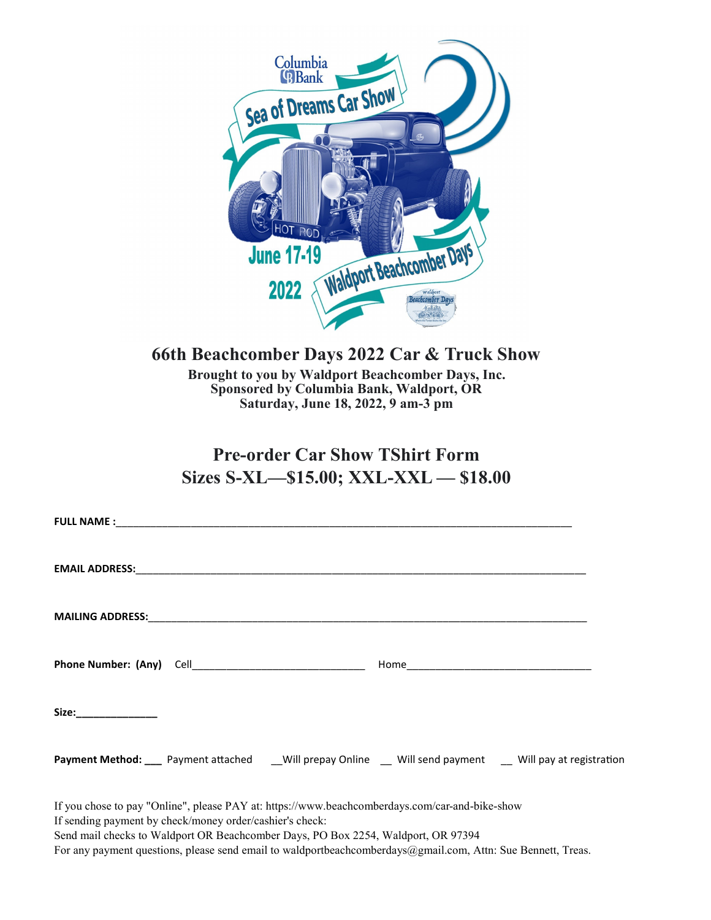# 66th Beachcomber Days 2022 Car & Truck Show

**Brought to you by Waldport Beachcomber Days, Inc.**
**Sponsored by Columbia Bank, Waldport, OR**
**Saturday, June 18, 2022, 9 am-3 pm**

## Pre-order Car Show TShirt Form
## Sizes S-XL—$15.00; XXL-XXL — $18.00

**FULL NAME :**_______________________________________________________________________________

**EMAIL ADDRESS:**____________________________________________________________________________

**MAILING ADDRESS:**__________________________________________________________________________

**Phone Number: (Any)** Cell______________________________ Home_________________________________

**Size:**______________

**Payment Method:** ___ Payment attached __Will prepay Online __ Will send payment __ Will pay at registration

If you chose to pay "Online", please PAY at: https://www.beachcomberdays.com/car-and-bike-show
If sending payment by check/money order/cashier's check:
Send mail checks to Waldport OR Beachcomber Days, PO Box 2254, Waldport, OR 97394
For any payment questions, please send email to waldportbeachcomberdays@gmail.com, Attn: Sue Bennett, Treas.